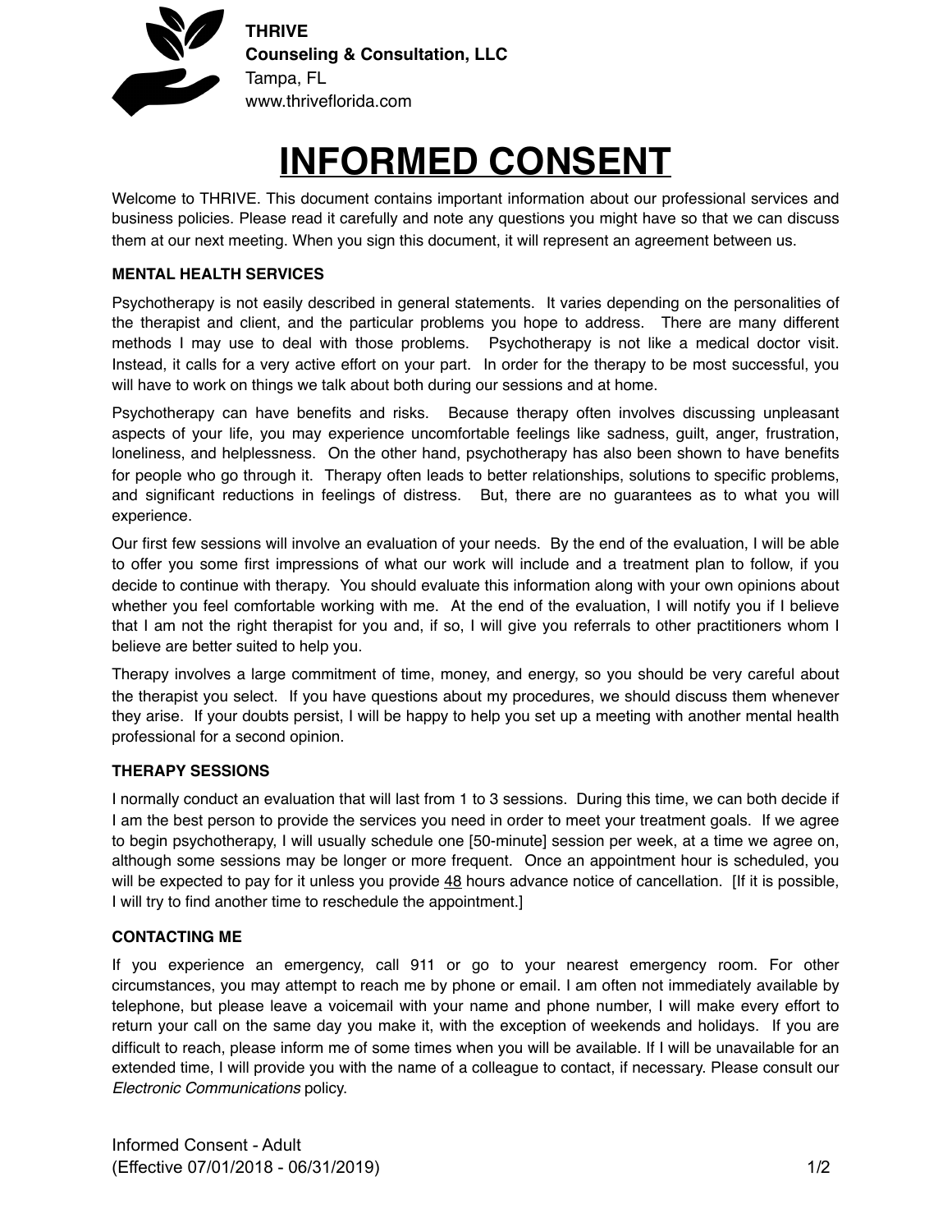**THRIVE**
**Counseling & Consultation, LLC**
Tampa, FL
www.thriveflorida.com

# INFORMED CONSENT

Welcome to THRIVE. This document contains important information about our professional services and business policies. Please read it carefully and note any questions you might have so that we can discuss them at our next meeting. When you sign this document, it will represent an agreement between us.

**MENTAL HEALTH SERVICES**

Psychotherapy is not easily described in general statements. It varies depending on the personalities of the therapist and client, and the particular problems you hope to address. There are many different methods I may use to deal with those problems. Psychotherapy is not like a medical doctor visit. Instead, it calls for a very active effort on your part. In order for the therapy to be most successful, you will have to work on things we talk about both during our sessions and at home.

Psychotherapy can have benefits and risks. Because therapy often involves discussing unpleasant aspects of your life, you may experience uncomfortable feelings like sadness, guilt, anger, frustration, loneliness, and helplessness. On the other hand, psychotherapy has also been shown to have benefits for people who go through it. Therapy often leads to better relationships, solutions to specific problems, and significant reductions in feelings of distress. But, there are no guarantees as to what you will experience.

Our first few sessions will involve an evaluation of your needs. By the end of the evaluation, I will be able to offer you some first impressions of what our work will include and a treatment plan to follow, if you decide to continue with therapy. You should evaluate this information along with your own opinions about whether you feel comfortable working with me. At the end of the evaluation, I will notify you if I believe that I am not the right therapist for you and, if so, I will give you referrals to other practitioners whom I believe are better suited to help you.

Therapy involves a large commitment of time, money, and energy, so you should be very careful about the therapist you select. If you have questions about my procedures, we should discuss them whenever they arise. If your doubts persist, I will be happy to help you set up a meeting with another mental health professional for a second opinion.

**THERAPY SESSIONS**

I normally conduct an evaluation that will last from 1 to 3 sessions. During this time, we can both decide if I am the best person to provide the services you need in order to meet your treatment goals. If we agree to begin psychotherapy, I will usually schedule one [50-minute] session per week, at a time we agree on, although some sessions may be longer or more frequent. Once an appointment hour is scheduled, you will be expected to pay for it unless you provide <u>48</u> hours advance notice of cancellation. [If it is possible, I will try to find another time to reschedule the appointment.]

**CONTACTING ME**

If you experience an emergency, call 911 or go to your nearest emergency room. For other circumstances, you may attempt to reach me by phone or email. I am often not immediately available by telephone, but please leave a voicemail with your name and phone number, I will make every effort to return your call on the same day you make it, with the exception of weekends and holidays. If you are difficult to reach, please inform me of some times when you will be available. If I will be unavailable for an extended time, I will provide you with the name of a colleague to contact, if necessary. Please consult our *Electronic Communications* policy.

Informed Consent - Adult
(Effective 07/01/2018 - 06/31/2019)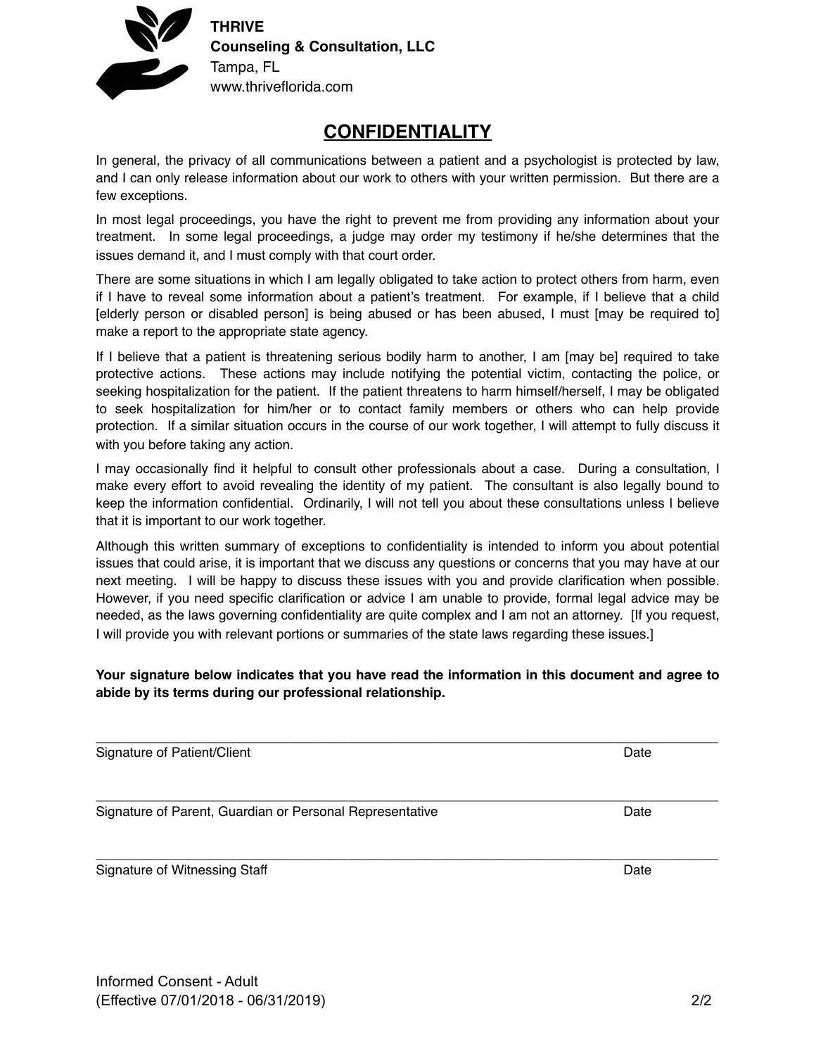**THRIVE**
**Counseling & Consultation, LLC**
Tampa, FL
www.thriveflorida.com

# CONFIDENTIALITY

In general, the privacy of all communications between a patient and a psychologist is protected by law, and I can only release information about our work to others with your written permission. But there are a few exceptions.

In most legal proceedings, you have the right to prevent me from providing any information about your treatment. In some legal proceedings, a judge may order my testimony if he/she determines that the issues demand it, and I must comply with that court order.

There are some situations in which I am legally obligated to take action to protect others from harm, even if I have to reveal some information about a patient's treatment. For example, if I believe that a child [elderly person or disabled person] is being abused or has been abused, I must [may be required to] make a report to the appropriate state agency.

If I believe that a patient is threatening serious bodily harm to another, I am [may be] required to take protective actions. These actions may include notifying the potential victim, contacting the police, or seeking hospitalization for the patient. If the patient threatens to harm himself/herself, I may be obligated to seek hospitalization for him/her or to contact family members or others who can help provide protection. If a similar situation occurs in the course of our work together, I will attempt to fully discuss it with you before taking any action.

I may occasionally find it helpful to consult other professionals about a case. During a consultation, I make every effort to avoid revealing the identity of my patient. The consultant is also legally bound to keep the information confidential. Ordinarily, I will not tell you about these consultations unless I believe that it is important to our work together.

Although this written summary of exceptions to confidentiality is intended to inform you about potential issues that could arise, it is important that we discuss any questions or concerns that you may have at our next meeting. I will be happy to discuss these issues with you and provide clarification when possible. However, if you need specific clarification or advice I am unable to provide, formal legal advice may be needed, as the laws governing confidentiality are quite complex and I am not an attorney. [If you request, I will provide you with relevant portions or summaries of the state laws regarding these issues.]

**Your signature below indicates that you have read the information in this document and agree to abide by its terms during our professional relationship.**

______________________________________________________________________________
Signature of Patient/Client                                                                                    Date

______________________________________________________________________________
Signature of Parent, Guardian or Personal Representative                                          Date

______________________________________________________________________________
Signature of Witnessing Staff                                                                                 Date

Informed Consent - Adult
(Effective 07/01/2018 - 06/31/2019)